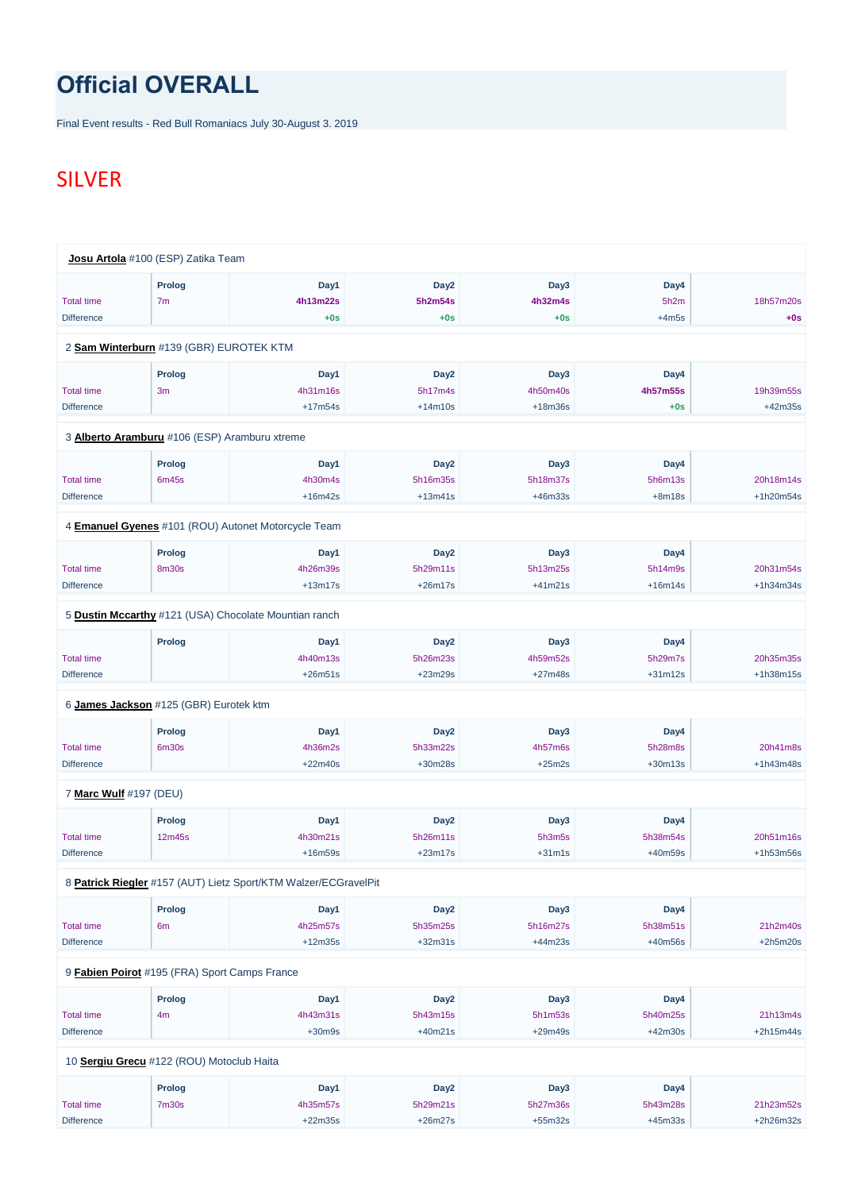# Official OVERALL

Final Event results - Red Bull Romaniacs July 30-August 3. 2019

## SILVER

**Josu Artola** #100 (ESP) Zatika Team

| | Prolog | Day1 | Day2 | Day3 | Day4 | |
|---|---|---|---|---|---|---|
| Total time | 7m | **4h13m22s** | **5h2m54s** | **4h32m4s** | 5h2m | 18h57m20s |
| Difference | | **+0s** | **+0s** | **+0s** | +4m5s | **+0s** |

2 **Sam Winterburn** #139 (GBR) EUROTEK KTM

| | Prolog | Day1 | Day2 | Day3 | Day4 | |
|---|---|---|---|---|---|---|
| Total time | 3m | 4h31m16s | 5h17m4s | 4h50m40s | **4h57m55s** | 19h39m55s |
| Difference | | +17m54s | +14m10s | +18m36s | **+0s** | +42m35s |

3 **Alberto Aramburu** #106 (ESP) Aramburu xtreme

| | Prolog | Day1 | Day2 | Day3 | Day4 | |
|---|---|---|---|---|---|---|
| Total time | 6m45s | 4h30m4s | 5h16m35s | 5h18m37s | 5h6m13s | 20h18m14s |
| Difference | | +16m42s | +13m41s | +46m33s | +8m18s | +1h20m54s |

4 **Emanuel Gyenes** #101 (ROU) Autonet Motorcycle Team

| | Prolog | Day1 | Day2 | Day3 | Day4 | |
|---|---|---|---|---|---|---|
| Total time | 8m30s | 4h26m39s | 5h29m11s | 5h13m25s | 5h14m9s | 20h31m54s |
| Difference | | +13m17s | +26m17s | +41m21s | +16m14s | +1h34m34s |

5 **Dustin Mccarthy** #121 (USA) Chocolate Mountian ranch

| | Prolog | Day1 | Day2 | Day3 | Day4 | |
|---|---|---|---|---|---|---|
| Total time | | 4h40m13s | 5h26m23s | 4h59m52s | 5h29m7s | 20h35m35s |
| Difference | | +26m51s | +23m29s | +27m48s | +31m12s | +1h38m15s |

6 **James Jackson** #125 (GBR) Eurotek ktm

| | Prolog | Day1 | Day2 | Day3 | Day4 | |
|---|---|---|---|---|---|---|
| Total time | 6m30s | 4h36m2s | 5h33m22s | 4h57m6s | 5h28m8s | 20h41m8s |
| Difference | | +22m40s | +30m28s | +25m2s | +30m13s | +1h43m48s |

7 **Marc Wulf** #197 (DEU)

| | Prolog | Day1 | Day2 | Day3 | Day4 | |
|---|---|---|---|---|---|---|
| Total time | 12m45s | 4h30m21s | 5h26m11s | 5h3m5s | 5h38m54s | 20h51m16s |
| Difference | | +16m59s | +23m17s | +31m1s | +40m59s | +1h53m56s |

8 **Patrick Riegler** #157 (AUT) Lietz Sport/KTM Walzer/ECGravelPit

| | Prolog | Day1 | Day2 | Day3 | Day4 | |
|---|---|---|---|---|---|---|
| Total time | 6m | 4h25m57s | 5h35m25s | 5h16m27s | 5h38m51s | 21h2m40s |
| Difference | | +12m35s | +32m31s | +44m23s | +40m56s | +2h5m20s |

9 **Fabien Poirot** #195 (FRA) Sport Camps France

| | Prolog | Day1 | Day2 | Day3 | Day4 | |
|---|---|---|---|---|---|---|
| Total time | 4m | 4h43m31s | 5h43m15s | 5h1m53s | 5h40m25s | 21h13m4s |
| Difference | | +30m9s | +40m21s | +29m49s | +42m30s | +2h15m44s |

10 **Sergiu Grecu** #122 (ROU) Motoclub Haita

| | Prolog | Day1 | Day2 | Day3 | Day4 | |
|---|---|---|---|---|---|---|
| Total time | 7m30s | 4h35m57s | 5h29m21s | 5h27m36s | 5h43m28s | 21h23m52s |
| Difference | | +22m35s | +26m27s | +55m32s | +45m33s | +2h26m32s |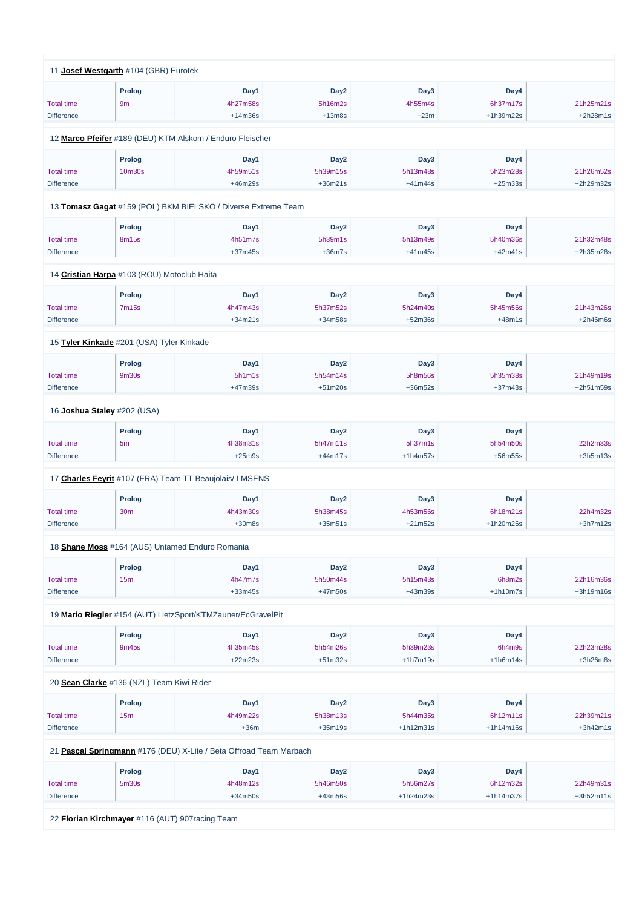11 **Josef Westgarth** #104 (GBR) Eurotek

| | Prolog | Day1 | Day2 | Day3 | Day4 | |
|---|---|---|---|---|---|---|
| Total time | 9m | 4h27m58s | 5h16m2s | 4h55m4s | 6h37m17s | 21h25m21s |
| Difference | | +14m36s | +13m8s | +23m | +1h39m22s | +2h28m1s |

12 **Marco Pfeifer** #189 (DEU) KTM Alskom / Enduro Fleischer

| | Prolog | Day1 | Day2 | Day3 | Day4 | |
|---|---|---|---|---|---|---|
| Total time | 10m30s | 4h59m51s | 5h39m15s | 5h13m48s | 5h23m28s | 21h26m52s |
| Difference | | +46m29s | +36m21s | +41m44s | +25m33s | +2h29m32s |

13 **Tomasz Gagat** #159 (POL) BKM BIELSKO / Diverse Extreme Team

| | Prolog | Day1 | Day2 | Day3 | Day4 | |
|---|---|---|---|---|---|---|
| Total time | 8m15s | 4h51m7s | 5h39m1s | 5h13m49s | 5h40m36s | 21h32m48s |
| Difference | | +37m45s | +36m7s | +41m45s | +42m41s | +2h35m28s |

14 **Cristian Harpa** #103 (ROU) Motoclub Haita

| | Prolog | Day1 | Day2 | Day3 | Day4 | |
|---|---|---|---|---|---|---|
| Total time | 7m15s | 4h47m43s | 5h37m52s | 5h24m40s | 5h45m56s | 21h43m26s |
| Difference | | +34m21s | +34m58s | +52m36s | +48m1s | +2h46m6s |

15 **Tyler Kinkade** #201 (USA) Tyler Kinkade

| | Prolog | Day1 | Day2 | Day3 | Day4 | |
|---|---|---|---|---|---|---|
| Total time | 9m30s | 5h1m1s | 5h54m14s | 5h8m56s | 5h35m38s | 21h49m19s |
| Difference | | +47m39s | +51m20s | +36m52s | +37m43s | +2h51m59s |

16 **Joshua Staley** #202 (USA)

| | Prolog | Day1 | Day2 | Day3 | Day4 | |
|---|---|---|---|---|---|---|
| Total time | 5m | 4h38m31s | 5h47m11s | 5h37m1s | 5h54m50s | 22h2m33s |
| Difference | | +25m9s | +44m17s | +1h4m57s | +56m55s | +3h5m13s |

17 **Charles Feyrit** #107 (FRA) Team TT Beaujolais/ LMSENS

| | Prolog | Day1 | Day2 | Day3 | Day4 | |
|---|---|---|---|---|---|---|
| Total time | 30m | 4h43m30s | 5h38m45s | 4h53m56s | 6h18m21s | 22h4m32s |
| Difference | | +30m8s | +35m51s | +21m52s | +1h20m26s | +3h7m12s |

18 **Shane Moss** #164 (AUS) Untamed Enduro Romania

| | Prolog | Day1 | Day2 | Day3 | Day4 | |
|---|---|---|---|---|---|---|
| Total time | 15m | 4h47m7s | 5h50m44s | 5h15m43s | 6h8m2s | 22h16m36s |
| Difference | | +33m45s | +47m50s | +43m39s | +1h10m7s | +3h19m16s |

19 **Mario Riegler** #154 (AUT) LietzSport/KTMZauner/EcGravelPit

| | Prolog | Day1 | Day2 | Day3 | Day4 | |
|---|---|---|---|---|---|---|
| Total time | 9m45s | 4h35m45s | 5h54m26s | 5h39m23s | 6h4m9s | 22h23m28s |
| Difference | | +22m23s | +51m32s | +1h7m19s | +1h6m14s | +3h26m8s |

20 **Sean Clarke** #136 (NZL) Team Kiwi Rider

| | Prolog | Day1 | Day2 | Day3 | Day4 | |
|---|---|---|---|---|---|---|
| Total time | 15m | 4h49m22s | 5h38m13s | 5h44m35s | 6h12m11s | 22h39m21s |
| Difference | | +36m | +35m19s | +1h12m31s | +1h14m16s | +3h42m1s |

21 **Pascal Springmann** #176 (DEU) X-Lite / Beta Offroad Team Marbach

| | Prolog | Day1 | Day2 | Day3 | Day4 | |
|---|---|---|---|---|---|---|
| Total time | 5m30s | 4h48m12s | 5h46m50s | 5h56m27s | 6h12m32s | 22h49m31s |
| Difference | | +34m50s | +43m56s | +1h24m23s | +1h14m37s | +3h52m11s |

22 **Florian Kirchmayer** #116 (AUT) 907racing Team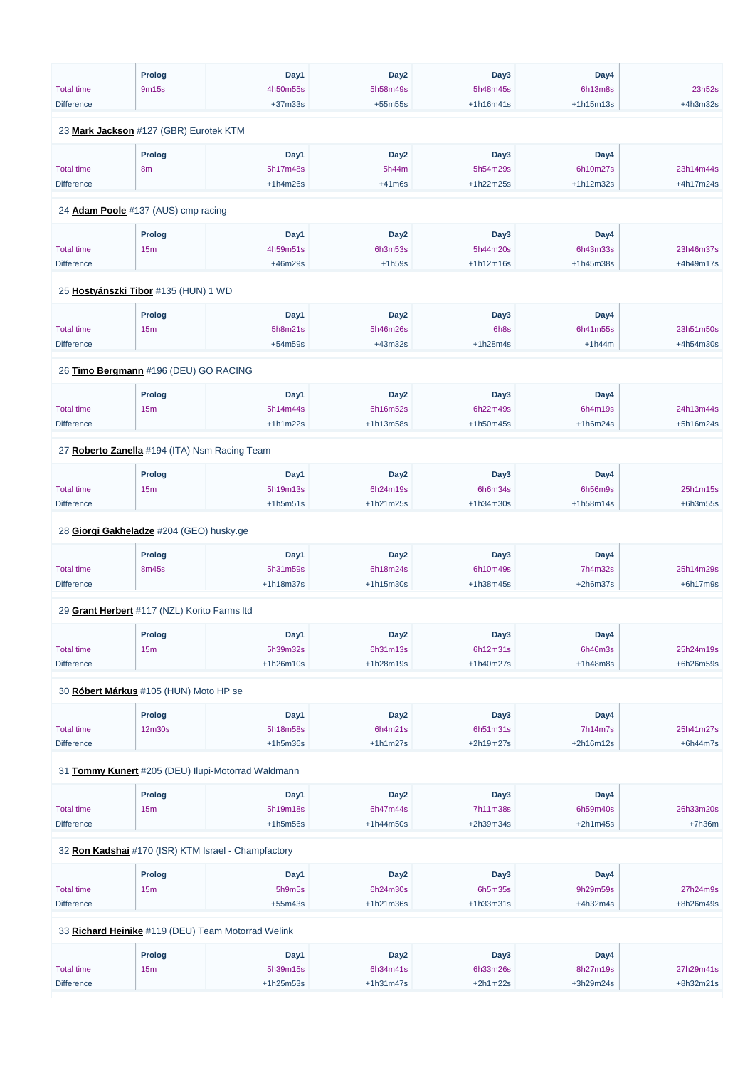| | Prolog | Day1 | Day2 | Day3 | Day4 | |
|---|---|---|---|---|---|---|
| Total time | 9m15s | 4h50m55s | 5h58m49s | 5h48m45s | 6h13m8s | 23h52s |
| Difference | | +37m33s | +55m55s | +1h16m41s | +1h15m13s | +4h3m32s |

23 **Mark Jackson** #127 (GBR) Eurotek KTM

| | Prolog | Day1 | Day2 | Day3 | Day4 | |
|---|---|---|---|---|---|---|
| Total time | 8m | 5h17m48s | 5h44m | 5h54m29s | 6h10m27s | 23h14m44s |
| Difference | | +1h4m26s | +41m6s | +1h22m25s | +1h12m32s | +4h17m24s |

24 **Adam Poole** #137 (AUS) cmp racing

| | Prolog | Day1 | Day2 | Day3 | Day4 | |
|---|---|---|---|---|---|---|
| Total time | 15m | 4h59m51s | 6h3m53s | 5h44m20s | 6h43m33s | 23h46m37s |
| Difference | | +46m29s | +1h59s | +1h12m16s | +1h45m38s | +4h49m17s |

25 **Hostyánszki Tibor** #135 (HUN) 1 WD

| | Prolog | Day1 | Day2 | Day3 | Day4 | |
|---|---|---|---|---|---|---|
| Total time | 15m | 5h8m21s | 5h46m26s | 6h8s | 6h41m55s | 23h51m50s |
| Difference | | +54m59s | +43m32s | +1h28m4s | +1h44m | +4h54m30s |

26 **Timo Bergmann** #196 (DEU) GO RACING

| | Prolog | Day1 | Day2 | Day3 | Day4 | |
|---|---|---|---|---|---|---|
| Total time | 15m | 5h14m44s | 6h16m52s | 6h22m49s | 6h4m19s | 24h13m44s |
| Difference | | +1h1m22s | +1h13m58s | +1h50m45s | +1h6m24s | +5h16m24s |

27 **Roberto Zanella** #194 (ITA) Nsm Racing Team

| | Prolog | Day1 | Day2 | Day3 | Day4 | |
|---|---|---|---|---|---|---|
| Total time | 15m | 5h19m13s | 6h24m19s | 6h6m34s | 6h56m9s | 25h1m15s |
| Difference | | +1h5m51s | +1h21m25s | +1h34m30s | +1h58m14s | +6h3m55s |

28 **Giorgi Gakheladze** #204 (GEO) husky.ge

| | Prolog | Day1 | Day2 | Day3 | Day4 | |
|---|---|---|---|---|---|---|
| Total time | 8m45s | 5h31m59s | 6h18m24s | 6h10m49s | 7h4m32s | 25h14m29s |
| Difference | | +1h18m37s | +1h15m30s | +1h38m45s | +2h6m37s | +6h17m9s |

29 **Grant Herbert** #117 (NZL) Korito Farms ltd

| | Prolog | Day1 | Day2 | Day3 | Day4 | |
|---|---|---|---|---|---|---|
| Total time | 15m | 5h39m32s | 6h31m13s | 6h12m31s | 6h46m3s | 25h24m19s |
| Difference | | +1h26m10s | +1h28m19s | +1h40m27s | +1h48m8s | +6h26m59s |

30 **Róbert Márkus** #105 (HUN) Moto HP se

| | Prolog | Day1 | Day2 | Day3 | Day4 | |
|---|---|---|---|---|---|---|
| Total time | 12m30s | 5h18m58s | 6h4m21s | 6h51m31s | 7h14m7s | 25h41m27s |
| Difference | | +1h5m36s | +1h1m27s | +2h19m27s | +2h16m12s | +6h44m7s |

31 **Tommy Kunert** #205 (DEU) Ilupi-Motorrad Waldmann

| | Prolog | Day1 | Day2 | Day3 | Day4 | |
|---|---|---|---|---|---|---|
| Total time | 15m | 5h19m18s | 6h47m44s | 7h11m38s | 6h59m40s | 26h33m20s |
| Difference | | +1h5m56s | +1h44m50s | +2h39m34s | +2h1m45s | +7h36m |

32 **Ron Kadshai** #170 (ISR) KTM Israel - Champfactory

| | Prolog | Day1 | Day2 | Day3 | Day4 | |
|---|---|---|---|---|---|---|
| Total time | 15m | 5h9m5s | 6h24m30s | 6h5m35s | 9h29m59s | 27h24m9s |
| Difference | | +55m43s | +1h21m36s | +1h33m31s | +4h32m4s | +8h26m49s |

33 **Richard Heinike** #119 (DEU) Team Motorrad Welink

| | Prolog | Day1 | Day2 | Day3 | Day4 | |
|---|---|---|---|---|---|---|
| Total time | 15m | 5h39m15s | 6h34m41s | 6h33m26s | 8h27m19s | 27h29m41s |
| Difference | | +1h25m53s | +1h31m47s | +2h1m22s | +3h29m24s | +8h32m21s |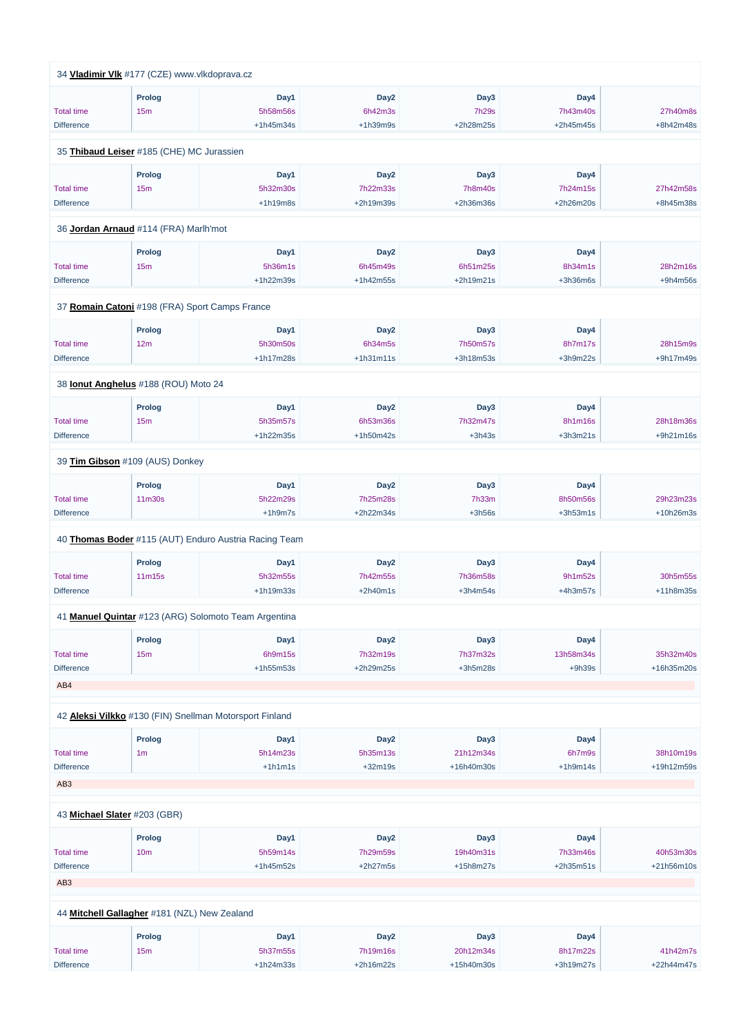34 **Vladimir Vlk** #177 (CZE) www.vlkdoprava.cz

| | Prolog | Day1 | Day2 | Day3 | Day4 | |
|---|---|---|---|---|---|---|
| Total time | 15m | 5h58m56s | 6h42m3s | 7h29s | 7h43m40s | 27h40m8s |
| Difference | | +1h45m34s | +1h39m9s | +2h28m25s | +2h45m45s | +8h42m48s |

35 **Thibaud Leiser** #185 (CHE) MC Jurassien

| | Prolog | Day1 | Day2 | Day3 | Day4 | |
|---|---|---|---|---|---|---|
| Total time | 15m | 5h32m30s | 7h22m33s | 7h8m40s | 7h24m15s | 27h42m58s |
| Difference | | +1h19m8s | +2h19m39s | +2h36m36s | +2h26m20s | +8h45m38s |

36 **Jordan Arnaud** #114 (FRA) Marlh'mot

| | Prolog | Day1 | Day2 | Day3 | Day4 | |
|---|---|---|---|---|---|---|
| Total time | 15m | 5h36m1s | 6h45m49s | 6h51m25s | 8h34m1s | 28h2m16s |
| Difference | | +1h22m39s | +1h42m55s | +2h19m21s | +3h36m6s | +9h4m56s |

37 **Romain Catoni** #198 (FRA) Sport Camps France

| | Prolog | Day1 | Day2 | Day3 | Day4 | |
|---|---|---|---|---|---|---|
| Total time | 12m | 5h30m50s | 6h34m5s | 7h50m57s | 8h7m17s | 28h15m9s |
| Difference | | +1h17m28s | +1h31m11s | +3h18m53s | +3h9m22s | +9h17m49s |

38 **Ionut Anghelus** #188 (ROU) Moto 24

| | Prolog | Day1 | Day2 | Day3 | Day4 | |
|---|---|---|---|---|---|---|
| Total time | 15m | 5h35m57s | 6h53m36s | 7h32m47s | 8h1m16s | 28h18m36s |
| Difference | | +1h22m35s | +1h50m42s | +3h43s | +3h3m21s | +9h21m16s |

39 **Tim Gibson** #109 (AUS) Donkey

| | Prolog | Day1 | Day2 | Day3 | Day4 | |
|---|---|---|---|---|---|---|
| Total time | 11m30s | 5h22m29s | 7h25m28s | 7h33m | 8h50m56s | 29h23m23s |
| Difference | | +1h9m7s | +2h22m34s | +3h56s | +3h53m1s | +10h26m3s |

40 **Thomas Boder** #115 (AUT) Enduro Austria Racing Team

| | Prolog | Day1 | Day2 | Day3 | Day4 | |
|---|---|---|---|---|---|---|
| Total time | 11m15s | 5h32m55s | 7h42m55s | 7h36m58s | 9h1m52s | 30h5m55s |
| Difference | | +1h19m33s | +2h40m1s | +3h4m54s | +4h3m57s | +11h8m35s |

41 **Manuel Quintar** #123 (ARG) Solomoto Team Argentina

| | Prolog | Day1 | Day2 | Day3 | Day4 | |
|---|---|---|---|---|---|---|
| Total time | 15m | 6h9m15s | 7h32m19s | 7h37m32s | 13h58m34s | 35h32m40s |
| Difference | | +1h55m53s | +2h29m25s | +3h5m28s | +9h39s | +16h35m20s |

AB4

42 **Aleksi Vilkko** #130 (FIN) Snellman Motorsport Finland

| | Prolog | Day1 | Day2 | Day3 | Day4 | |
|---|---|---|---|---|---|---|
| Total time | 1m | 5h14m23s | 5h35m13s | 21h12m34s | 6h7m9s | 38h10m19s |
| Difference | | +1h1m1s | +32m19s | +16h40m30s | +1h9m14s | +19h12m59s |

AB3

43 **Michael Slater** #203 (GBR)

| | Prolog | Day1 | Day2 | Day3 | Day4 | |
|---|---|---|---|---|---|---|
| Total time | 10m | 5h59m14s | 7h29m59s | 19h40m31s | 7h33m46s | 40h53m30s |
| Difference | | +1h45m52s | +2h27m5s | +15h8m27s | +2h35m51s | +21h56m10s |

AB3

44 **Mitchell Gallagher** #181 (NZL) New Zealand

| | Prolog | Day1 | Day2 | Day3 | Day4 | |
|---|---|---|---|---|---|---|
| Total time | 15m | 5h37m55s | 7h19m16s | 20h12m34s | 8h17m22s | 41h42m7s |
| Difference | | +1h24m33s | +2h16m22s | +15h40m30s | +3h19m27s | +22h44m47s |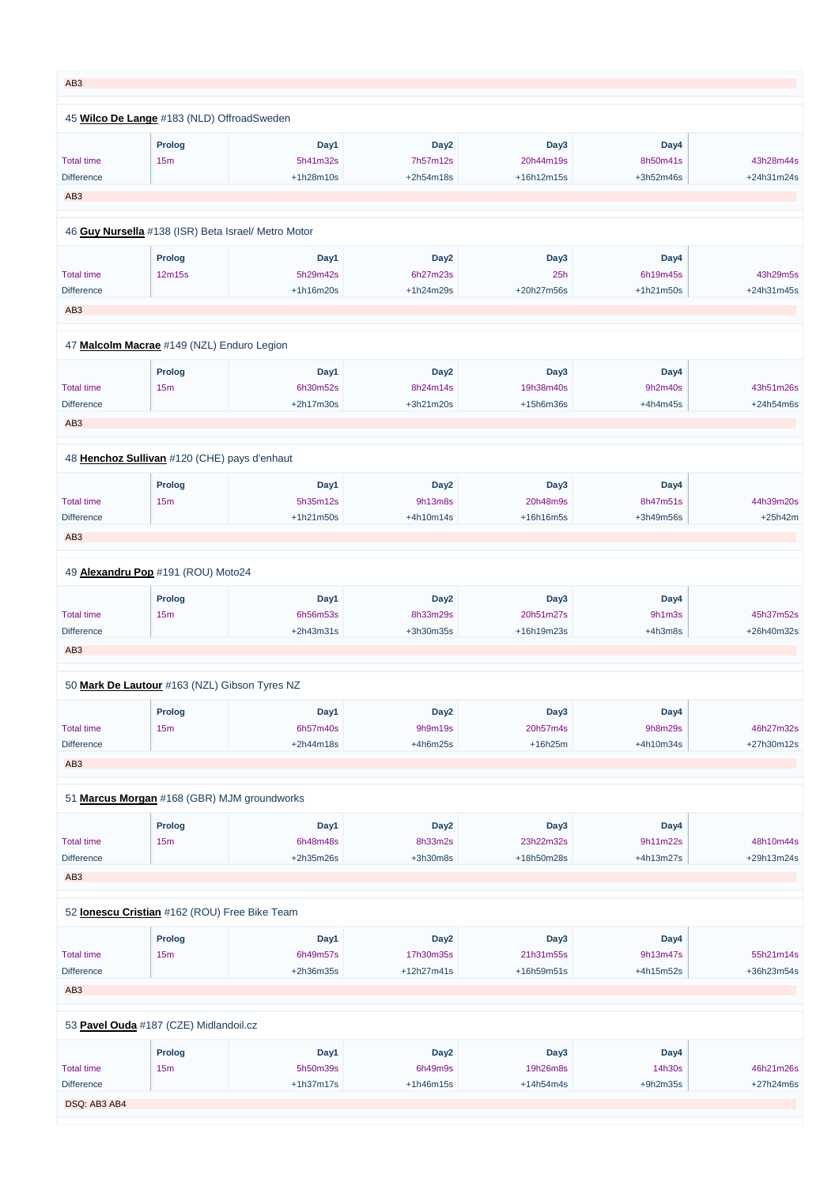AB3

45 **Wilco De Lange** #183 (NLD) OffroadSweden

| | Prolog | Day1 | Day2 | Day3 | Day4 | |
|---|---|---|---|---|---|---|
| Total time | 15m | 5h41m32s | 7h57m12s | 20h44m19s | 8h50m41s | 43h28m44s |
| Difference | | +1h28m10s | +2h54m18s | +16h12m15s | +3h52m46s | +24h31m24s |

AB3

46 **Guy Nursella** #138 (ISR) Beta Israel/ Metro Motor

| | Prolog | Day1 | Day2 | Day3 | Day4 | |
|---|---|---|---|---|---|---|
| Total time | 12m15s | 5h29m42s | 6h27m23s | 25h | 6h19m45s | 43h29m5s |
| Difference | | +1h16m20s | +1h24m29s | +20h27m56s | +1h21m50s | +24h31m45s |

AB3

47 **Malcolm Macrae** #149 (NZL) Enduro Legion

| | Prolog | Day1 | Day2 | Day3 | Day4 | |
|---|---|---|---|---|---|---|
| Total time | 15m | 6h30m52s | 8h24m14s | 19h38m40s | 9h2m40s | 43h51m26s |
| Difference | | +2h17m30s | +3h21m20s | +15h6m36s | +4h4m45s | +24h54m6s |

AB3

48 **Henchoz Sullivan** #120 (CHE) pays d'enhaut

| | Prolog | Day1 | Day2 | Day3 | Day4 | |
|---|---|---|---|---|---|---|
| Total time | 15m | 5h35m12s | 9h13m8s | 20h48m9s | 8h47m51s | 44h39m20s |
| Difference | | +1h21m50s | +4h10m14s | +16h16m5s | +3h49m56s | +25h42m |

AB3

49 **Alexandru Pop** #191 (ROU) Moto24

| | Prolog | Day1 | Day2 | Day3 | Day4 | |
|---|---|---|---|---|---|---|
| Total time | 15m | 6h56m53s | 8h33m29s | 20h51m27s | 9h1m3s | 45h37m52s |
| Difference | | +2h43m31s | +3h30m35s | +16h19m23s | +4h3m8s | +26h40m32s |

AB3

50 **Mark De Lautour** #163 (NZL) Gibson Tyres NZ

| | Prolog | Day1 | Day2 | Day3 | Day4 | |
|---|---|---|---|---|---|---|
| Total time | 15m | 6h57m40s | 9h9m19s | 20h57m4s | 9h8m29s | 46h27m32s |
| Difference | | +2h44m18s | +4h6m25s | +16h25m | +4h10m34s | +27h30m12s |

AB3

51 **Marcus Morgan** #168 (GBR) MJM groundworks

| | Prolog | Day1 | Day2 | Day3 | Day4 | |
|---|---|---|---|---|---|---|
| Total time | 15m | 6h48m48s | 8h33m2s | 23h22m32s | 9h11m22s | 48h10m44s |
| Difference | | +2h35m26s | +3h30m8s | +18h50m28s | +4h13m27s | +29h13m24s |

AB3

52 **Ionescu Cristian** #162 (ROU) Free Bike Team

| | Prolog | Day1 | Day2 | Day3 | Day4 | |
|---|---|---|---|---|---|---|
| Total time | 15m | 6h49m57s | 17h30m35s | 21h31m55s | 9h13m47s | 55h21m14s |
| Difference | | +2h36m35s | +12h27m41s | +16h59m51s | +4h15m52s | +36h23m54s |

AB3

53 **Pavel Ouda** #187 (CZE) Midlandoil.cz

| | Prolog | Day1 | Day2 | Day3 | Day4 | |
|---|---|---|---|---|---|---|
| Total time | 15m | 5h50m39s | 6h49m9s | 19h26m8s | 14h30s | 46h21m26s |
| Difference | | +1h37m17s | +1h46m15s | +14h54m4s | +9h2m35s | +27h24m6s |

DSQ: AB3 AB4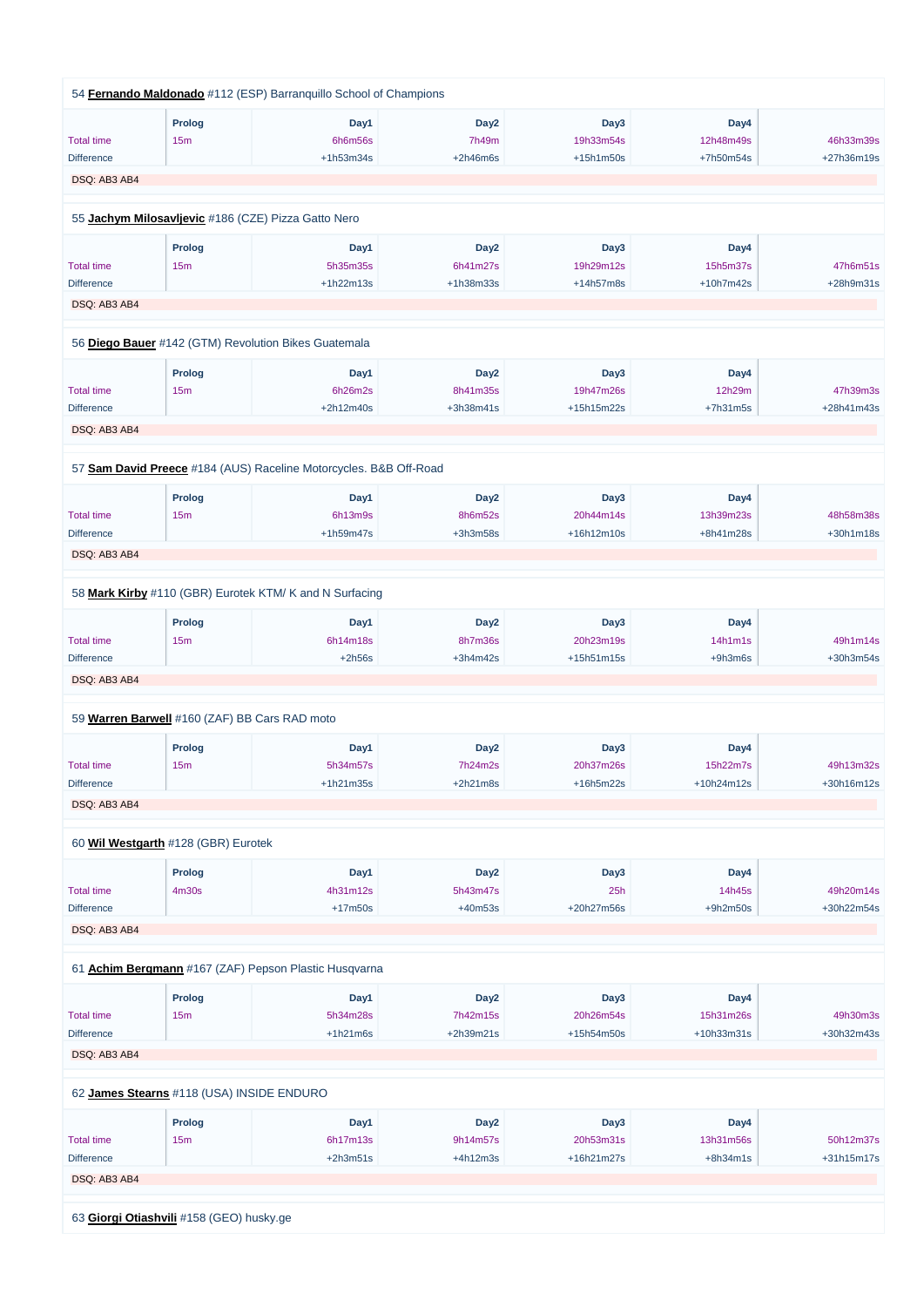54 **Fernando Maldonado** #112 (ESP) Barranquillo School of Champions

| | Prolog | Day1 | Day2 | Day3 | Day4 | |
|---|---|---|---|---|---|---|
| Total time | 15m | 6h6m56s | 7h49m | 19h33m54s | 12h48m49s | 46h33m39s |
| Difference | | +1h53m34s | +2h46m6s | +15h1m50s | +7h50m54s | +27h36m19s |

DSQ: AB3 AB4

55 **Jachym Milosavljevic** #186 (CZE) Pizza Gatto Nero

| | Prolog | Day1 | Day2 | Day3 | Day4 | |
|---|---|---|---|---|---|---|
| Total time | 15m | 5h35m35s | 6h41m27s | 19h29m12s | 15h5m37s | 47h6m51s |
| Difference | | +1h22m13s | +1h38m33s | +14h57m8s | +10h7m42s | +28h9m31s |

DSQ: AB3 AB4

56 **Diego Bauer** #142 (GTM) Revolution Bikes Guatemala

| | Prolog | Day1 | Day2 | Day3 | Day4 | |
|---|---|---|---|---|---|---|
| Total time | 15m | 6h26m2s | 8h41m35s | 19h47m26s | 12h29m | 47h39m3s |
| Difference | | +2h12m40s | +3h38m41s | +15h15m22s | +7h31m5s | +28h41m43s |

DSQ: AB3 AB4

57 **Sam David Preece** #184 (AUS) Raceline Motorcycles. B&B Off-Road

| | Prolog | Day1 | Day2 | Day3 | Day4 | |
|---|---|---|---|---|---|---|
| Total time | 15m | 6h13m9s | 8h6m52s | 20h44m14s | 13h39m23s | 48h58m38s |
| Difference | | +1h59m47s | +3h3m58s | +16h12m10s | +8h41m28s | +30h1m18s |

DSQ: AB3 AB4

58 **Mark Kirby** #110 (GBR) Eurotek KTM/ K and N Surfacing

| | Prolog | Day1 | Day2 | Day3 | Day4 | |
|---|---|---|---|---|---|---|
| Total time | 15m | 6h14m18s | 8h7m36s | 20h23m19s | 14h1m1s | 49h1m14s |
| Difference | | +2h56s | +3h4m42s | +15h51m15s | +9h3m6s | +30h3m54s |

DSQ: AB3 AB4

59 **Warren Barwell** #160 (ZAF) BB Cars RAD moto

| | Prolog | Day1 | Day2 | Day3 | Day4 | |
|---|---|---|---|---|---|---|
| Total time | 15m | 5h34m57s | 7h24m2s | 20h37m26s | 15h22m7s | 49h13m32s |
| Difference | | +1h21m35s | +2h21m8s | +16h5m22s | +10h24m12s | +30h16m12s |

DSQ: AB3 AB4

60 **Wil Westgarth** #128 (GBR) Eurotek

| | Prolog | Day1 | Day2 | Day3 | Day4 | |
|---|---|---|---|---|---|---|
| Total time | 4m30s | 4h31m12s | 5h43m47s | 25h | 14h45s | 49h20m14s |
| Difference | | +17m50s | +40m53s | +20h27m56s | +9h2m50s | +30h22m54s |

DSQ: AB3 AB4

61 **Achim Bergmann** #167 (ZAF) Pepson Plastic Husqvarna

| | Prolog | Day1 | Day2 | Day3 | Day4 | |
|---|---|---|---|---|---|---|
| Total time | 15m | 5h34m28s | 7h42m15s | 20h26m54s | 15h31m26s | 49h30m3s |
| Difference | | +1h21m6s | +2h39m21s | +15h54m50s | +10h33m31s | +30h32m43s |

DSQ: AB3 AB4

62 **James Stearns** #118 (USA) INSIDE ENDURO

| | Prolog | Day1 | Day2 | Day3 | Day4 | |
|---|---|---|---|---|---|---|
| Total time | 15m | 6h17m13s | 9h14m57s | 20h53m31s | 13h31m56s | 50h12m37s |
| Difference | | +2h3m51s | +4h12m3s | +16h21m27s | +8h34m1s | +31h15m17s |

DSQ: AB3 AB4

63 **Giorgi Otiashvili** #158 (GEO) husky.ge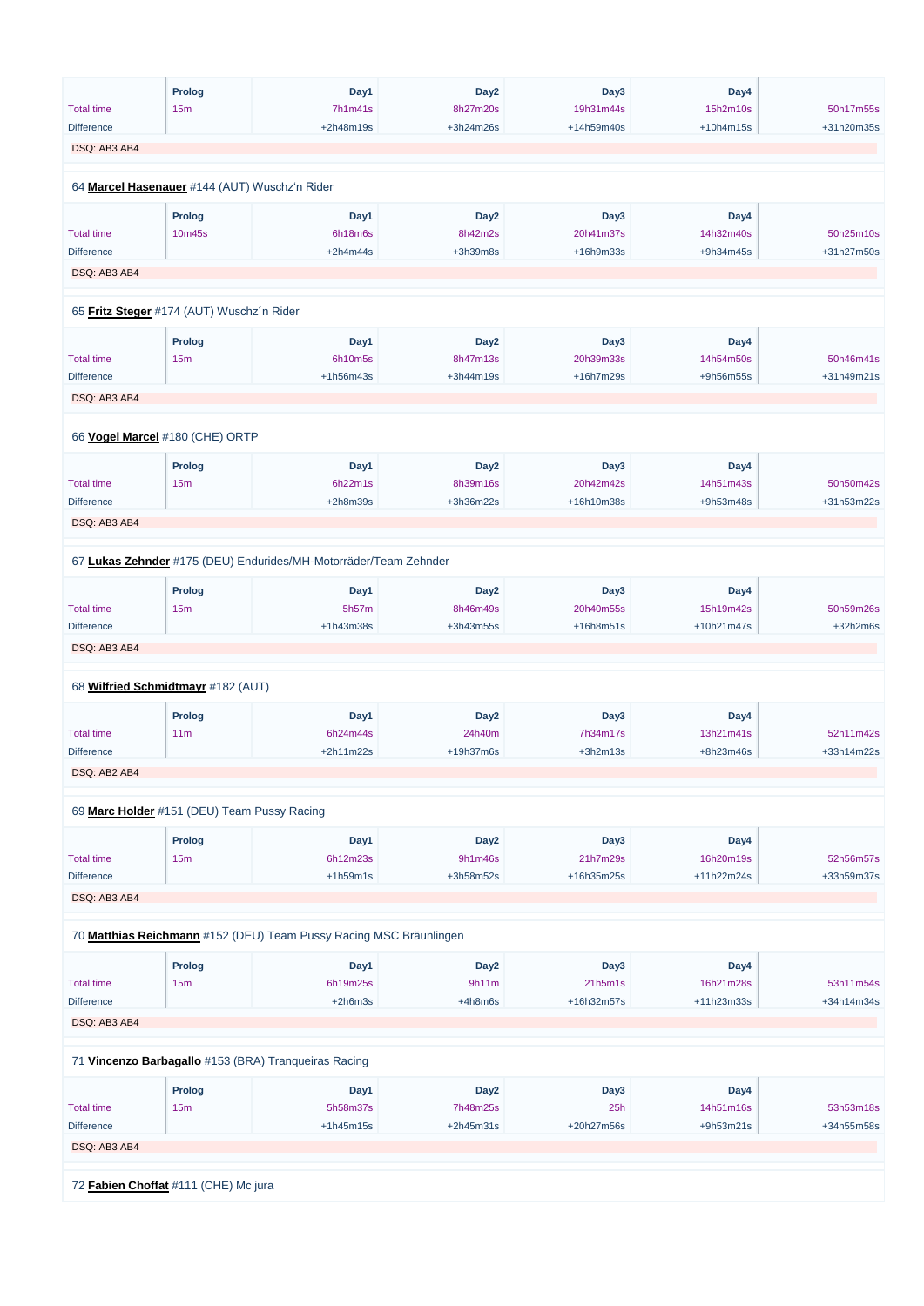| | Prolog | Day1 | Day2 | Day3 | Day4 | |
|---|---|---|---|---|---|---|
| Total time | 15m | 7h1m41s | 8h27m20s | 19h31m44s | 15h2m10s | 50h17m55s |
| Difference | | +2h48m19s | +3h24m26s | +14h59m40s | +10h4m15s | +31h20m35s |

DSQ: AB3 AB4

64 **Marcel Hasenauer** #144 (AUT) Wuschz'n Rider

| | Prolog | Day1 | Day2 | Day3 | Day4 | |
|---|---|---|---|---|---|---|
| Total time | 10m45s | 6h18m6s | 8h42m2s | 20h41m37s | 14h32m40s | 50h25m10s |
| Difference | | +2h4m44s | +3h39m8s | +16h9m33s | +9h34m45s | +31h27m50s |

DSQ: AB3 AB4

65 **Fritz Steger** #174 (AUT) Wuschz´n Rider

| | Prolog | Day1 | Day2 | Day3 | Day4 | |
|---|---|---|---|---|---|---|
| Total time | 15m | 6h10m5s | 8h47m13s | 20h39m33s | 14h54m50s | 50h46m41s |
| Difference | | +1h56m43s | +3h44m19s | +16h7m29s | +9h56m55s | +31h49m21s |

DSQ: AB3 AB4

66 **Vogel Marcel** #180 (CHE) ORTP

| | Prolog | Day1 | Day2 | Day3 | Day4 | |
|---|---|---|---|---|---|---|
| Total time | 15m | 6h22m1s | 8h39m16s | 20h42m42s | 14h51m43s | 50h50m42s |
| Difference | | +2h8m39s | +3h36m22s | +16h10m38s | +9h53m48s | +31h53m22s |

DSQ: AB3 AB4

67 **Lukas Zehnder** #175 (DEU) Endurides/MH-Motorräder/Team Zehnder

| | Prolog | Day1 | Day2 | Day3 | Day4 | |
|---|---|---|---|---|---|---|
| Total time | 15m | 5h57m | 8h46m49s | 20h40m55s | 15h19m42s | 50h59m26s |
| Difference | | +1h43m38s | +3h43m55s | +16h8m51s | +10h21m47s | +32h2m6s |

DSQ: AB3 AB4

68 **Wilfried Schmidtmayr** #182 (AUT)

| | Prolog | Day1 | Day2 | Day3 | Day4 | |
|---|---|---|---|---|---|---|
| Total time | 11m | 6h24m44s | 24h40m | 7h34m17s | 13h21m41s | 52h11m42s |
| Difference | | +2h11m22s | +19h37m6s | +3h2m13s | +8h23m46s | +33h14m22s |

DSQ: AB2 AB4

69 **Marc Holder** #151 (DEU) Team Pussy Racing

| | Prolog | Day1 | Day2 | Day3 | Day4 | |
|---|---|---|---|---|---|---|
| Total time | 15m | 6h12m23s | 9h1m46s | 21h7m29s | 16h20m19s | 52h56m57s |
| Difference | | +1h59m1s | +3h58m52s | +16h35m25s | +11h22m24s | +33h59m37s |

DSQ: AB3 AB4

70 **Matthias Reichmann** #152 (DEU) Team Pussy Racing MSC Bräunlingen

| | Prolog | Day1 | Day2 | Day3 | Day4 | |
|---|---|---|---|---|---|---|
| Total time | 15m | 6h19m25s | 9h11m | 21h5m1s | 16h21m28s | 53h11m54s |
| Difference | | +2h6m3s | +4h8m6s | +16h32m57s | +11h23m33s | +34h14m34s |

DSQ: AB3 AB4

71 **Vincenzo Barbagallo** #153 (BRA) Tranqueiras Racing

| | Prolog | Day1 | Day2 | Day3 | Day4 | |
|---|---|---|---|---|---|---|
| Total time | 15m | 5h58m37s | 7h48m25s | 25h | 14h51m16s | 53h53m18s |
| Difference | | +1h45m15s | +2h45m31s | +20h27m56s | +9h53m21s | +34h55m58s |

DSQ: AB3 AB4

72 **Fabien Choffat** #111 (CHE) Mc jura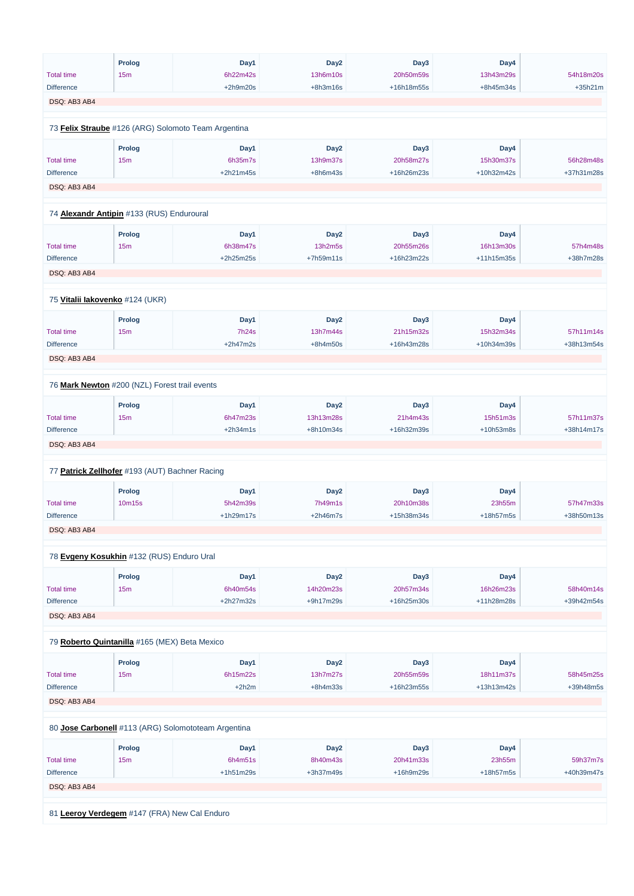| | Prolog | Day1 | Day2 | Day3 | Day4 | |
|---|---|---|---|---|---|---|
| Total time | 15m | 6h22m42s | 13h6m10s | 20h50m59s | 13h43m29s | 54h18m20s |
| Difference | | +2h9m20s | +8h3m16s | +16h18m55s | +8h45m34s | +35h21m |

DSQ: AB3 AB4

73 **Felix Straube** #126 (ARG) Solomoto Team Argentina

| | Prolog | Day1 | Day2 | Day3 | Day4 | |
|---|---|---|---|---|---|---|
| Total time | 15m | 6h35m7s | 13h9m37s | 20h58m27s | 15h30m37s | 56h28m48s |
| Difference | | +2h21m45s | +8h6m43s | +16h26m23s | +10h32m42s | +37h31m28s |

DSQ: AB3 AB4

74 **Alexandr Antipin** #133 (RUS) Enduroural

| | Prolog | Day1 | Day2 | Day3 | Day4 | |
|---|---|---|---|---|---|---|
| Total time | 15m | 6h38m47s | 13h2m5s | 20h55m26s | 16h13m30s | 57h4m48s |
| Difference | | +2h25m25s | +7h59m11s | +16h23m22s | +11h15m35s | +38h7m28s |

DSQ: AB3 AB4

75 **Vitalii Iakovenko** #124 (UKR)

| | Prolog | Day1 | Day2 | Day3 | Day4 | |
|---|---|---|---|---|---|---|
| Total time | 15m | 7h24s | 13h7m44s | 21h15m32s | 15h32m34s | 57h11m14s |
| Difference | | +2h47m2s | +8h4m50s | +16h43m28s | +10h34m39s | +38h13m54s |

DSQ: AB3 AB4

76 **Mark Newton** #200 (NZL) Forest trail events

| | Prolog | Day1 | Day2 | Day3 | Day4 | |
|---|---|---|---|---|---|---|
| Total time | 15m | 6h47m23s | 13h13m28s | 21h4m43s | 15h51m3s | 57h11m37s |
| Difference | | +2h34m1s | +8h10m34s | +16h32m39s | +10h53m8s | +38h14m17s |

DSQ: AB3 AB4

77 **Patrick Zellhofer** #193 (AUT) Bachner Racing

| | Prolog | Day1 | Day2 | Day3 | Day4 | |
|---|---|---|---|---|---|---|
| Total time | 10m15s | 5h42m39s | 7h49m1s | 20h10m38s | 23h55m | 57h47m33s |
| Difference | | +1h29m17s | +2h46m7s | +15h38m34s | +18h57m5s | +38h50m13s |

DSQ: AB3 AB4

78 **Evgeny Kosukhin** #132 (RUS) Enduro Ural

| | Prolog | Day1 | Day2 | Day3 | Day4 | |
|---|---|---|---|---|---|---|
| Total time | 15m | 6h40m54s | 14h20m23s | 20h57m34s | 16h26m23s | 58h40m14s |
| Difference | | +2h27m32s | +9h17m29s | +16h25m30s | +11h28m28s | +39h42m54s |

DSQ: AB3 AB4

79 **Roberto Quintanilla** #165 (MEX) Beta Mexico

| | Prolog | Day1 | Day2 | Day3 | Day4 | |
|---|---|---|---|---|---|---|
| Total time | 15m | 6h15m22s | 13h7m27s | 20h55m59s | 18h11m37s | 58h45m25s |
| Difference | | +2h2m | +8h4m33s | +16h23m55s | +13h13m42s | +39h48m5s |

DSQ: AB3 AB4

80 **Jose Carbonell** #113 (ARG) Solomototeam Argentina

| | Prolog | Day1 | Day2 | Day3 | Day4 | |
|---|---|---|---|---|---|---|
| Total time | 15m | 6h4m51s | 8h40m43s | 20h41m33s | 23h55m | 59h37m7s |
| Difference | | +1h51m29s | +3h37m49s | +16h9m29s | +18h57m5s | +40h39m47s |

DSQ: AB3 AB4

81 **Leeroy Verdegem** #147 (FRA) New Cal Enduro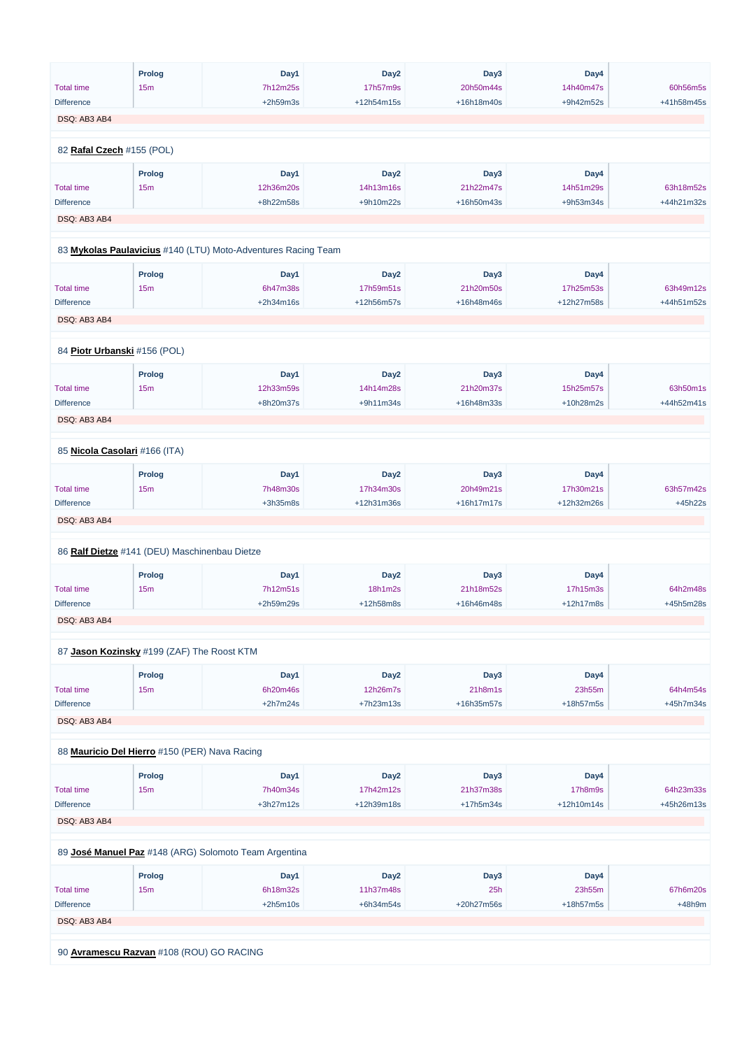| | Prolog | Day1 | Day2 | Day3 | Day4 | |
|---|---|---|---|---|---|---|
| Total time | 15m | 7h12m25s | 17h57m9s | 20h50m44s | 14h40m47s | 60h56m5s |
| Difference | | +2h59m3s | +12h54m15s | +16h18m40s | +9h42m52s | +41h58m45s |

DSQ: AB3 AB4

82 **Rafal Czech** #155 (POL)

| | Prolog | Day1 | Day2 | Day3 | Day4 | |
|---|---|---|---|---|---|---|
| Total time | 15m | 12h36m20s | 14h13m16s | 21h22m47s | 14h51m29s | 63h18m52s |
| Difference | | +8h22m58s | +9h10m22s | +16h50m43s | +9h53m34s | +44h21m32s |

DSQ: AB3 AB4

83 **Mykolas Paulavicius** #140 (LTU) Moto-Adventures Racing Team

| | Prolog | Day1 | Day2 | Day3 | Day4 | |
|---|---|---|---|---|---|---|
| Total time | 15m | 6h47m38s | 17h59m51s | 21h20m50s | 17h25m53s | 63h49m12s |
| Difference | | +2h34m16s | +12h56m57s | +16h48m46s | +12h27m58s | +44h51m52s |

DSQ: AB3 AB4

84 **Piotr Urbanski** #156 (POL)

| | Prolog | Day1 | Day2 | Day3 | Day4 | |
|---|---|---|---|---|---|---|
| Total time | 15m | 12h33m59s | 14h14m28s | 21h20m37s | 15h25m57s | 63h50m1s |
| Difference | | +8h20m37s | +9h11m34s | +16h48m33s | +10h28m2s | +44h52m41s |

DSQ: AB3 AB4

85 **Nicola Casolari** #166 (ITA)

| | Prolog | Day1 | Day2 | Day3 | Day4 | |
|---|---|---|---|---|---|---|
| Total time | 15m | 7h48m30s | 17h34m30s | 20h49m21s | 17h30m21s | 63h57m42s |
| Difference | | +3h35m8s | +12h31m36s | +16h17m17s | +12h32m26s | +45h22s |

DSQ: AB3 AB4

86 **Ralf Dietze** #141 (DEU) Maschinenbau Dietze

| | Prolog | Day1 | Day2 | Day3 | Day4 | |
|---|---|---|---|---|---|---|
| Total time | 15m | 7h12m51s | 18h1m2s | 21h18m52s | 17h15m3s | 64h2m48s |
| Difference | | +2h59m29s | +12h58m8s | +16h46m48s | +12h17m8s | +45h5m28s |

DSQ: AB3 AB4

87 **Jason Kozinsky** #199 (ZAF) The Roost KTM

| | Prolog | Day1 | Day2 | Day3 | Day4 | |
|---|---|---|---|---|---|---|
| Total time | 15m | 6h20m46s | 12h26m7s | 21h8m1s | 23h55m | 64h4m54s |
| Difference | | +2h7m24s | +7h23m13s | +16h35m57s | +18h57m5s | +45h7m34s |

DSQ: AB3 AB4

88 **Mauricio Del Hierro** #150 (PER) Nava Racing

| | Prolog | Day1 | Day2 | Day3 | Day4 | |
|---|---|---|---|---|---|---|
| Total time | 15m | 7h40m34s | 17h42m12s | 21h37m38s | 17h8m9s | 64h23m33s |
| Difference | | +3h27m12s | +12h39m18s | +17h5m34s | +12h10m14s | +45h26m13s |

DSQ: AB3 AB4

89 **José Manuel Paz** #148 (ARG) Solomoto Team Argentina

| | Prolog | Day1 | Day2 | Day3 | Day4 | |
|---|---|---|---|---|---|---|
| Total time | 15m | 6h18m32s | 11h37m48s | 25h | 23h55m | 67h6m20s |
| Difference | | +2h5m10s | +6h34m54s | +20h27m56s | +18h57m5s | +48h9m |

DSQ: AB3 AB4

90 **Avramescu Razvan** #108 (ROU) GO RACING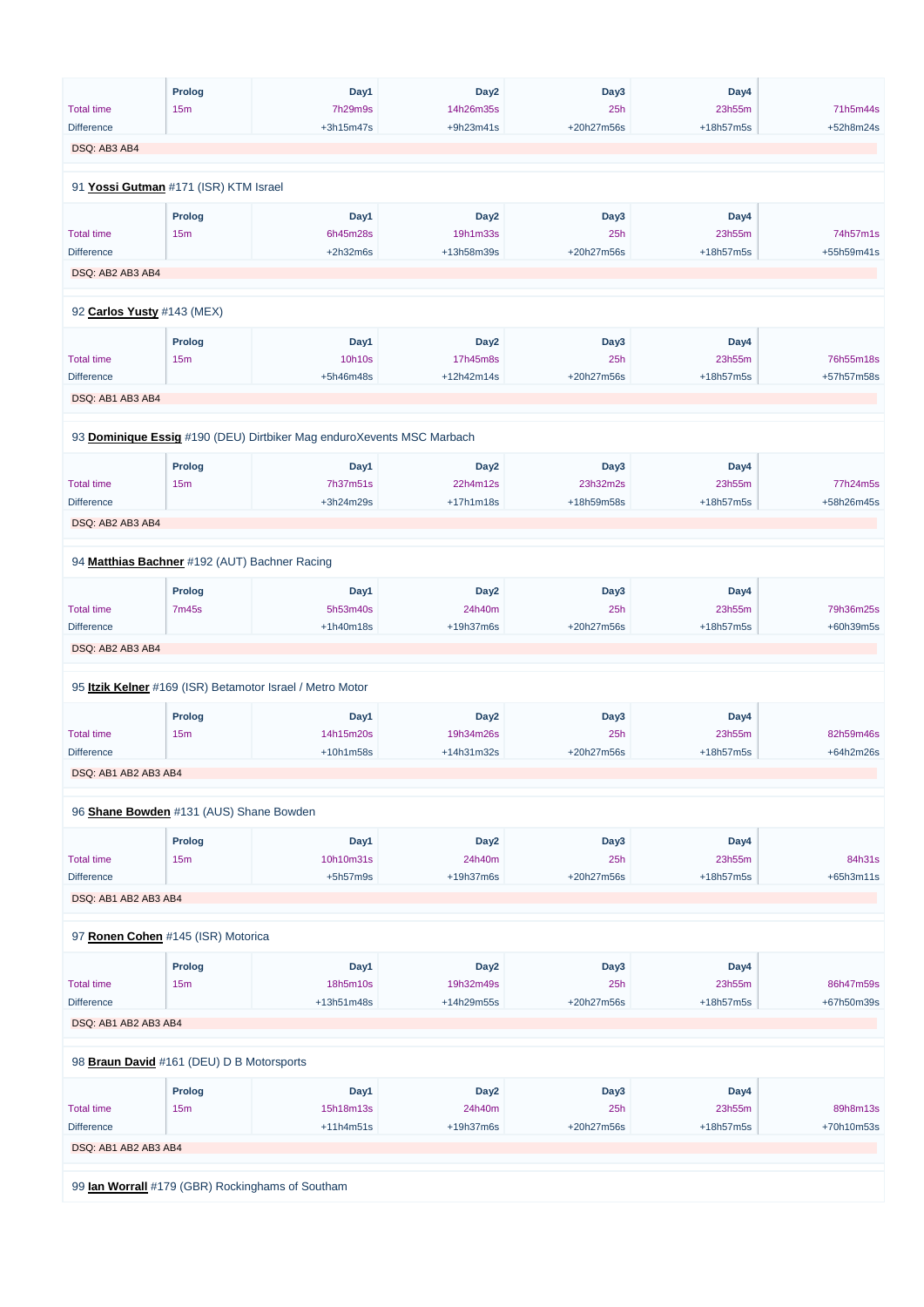| | Prolog | Day1 | Day2 | Day3 | Day4 | |
|---|---|---|---|---|---|---|
| Total time | 15m | 7h29m9s | 14h26m35s | 25h | 23h55m | 71h5m44s |
| Difference | | +3h15m47s | +9h23m41s | +20h27m56s | +18h57m5s | +52h8m24s |

DSQ: AB3 AB4

91 **Yossi Gutman** #171 (ISR) KTM Israel

| | Prolog | Day1 | Day2 | Day3 | Day4 | |
|---|---|---|---|---|---|---|
| Total time | 15m | 6h45m28s | 19h1m33s | 25h | 23h55m | 74h57m1s |
| Difference | | +2h32m6s | +13h58m39s | +20h27m56s | +18h57m5s | +55h59m41s |

DSQ: AB2 AB3 AB4

92 **Carlos Yusty** #143 (MEX)

| | Prolog | Day1 | Day2 | Day3 | Day4 | |
|---|---|---|---|---|---|---|
| Total time | 15m | 10h10s | 17h45m8s | 25h | 23h55m | 76h55m18s |
| Difference | | +5h46m48s | +12h42m14s | +20h27m56s | +18h57m5s | +57h57m58s |

DSQ: AB1 AB3 AB4

93 **Dominique Essig** #190 (DEU) Dirtbiker Mag enduroXevents MSC Marbach

| | Prolog | Day1 | Day2 | Day3 | Day4 | |
|---|---|---|---|---|---|---|
| Total time | 15m | 7h37m51s | 22h4m12s | 23h32m2s | 23h55m | 77h24m5s |
| Difference | | +3h24m29s | +17h1m18s | +18h59m58s | +18h57m5s | +58h26m45s |

DSQ: AB2 AB3 AB4

94 **Matthias Bachner** #192 (AUT) Bachner Racing

| | Prolog | Day1 | Day2 | Day3 | Day4 | |
|---|---|---|---|---|---|---|
| Total time | 7m45s | 5h53m40s | 24h40m | 25h | 23h55m | 79h36m25s |
| Difference | | +1h40m18s | +19h37m6s | +20h27m56s | +18h57m5s | +60h39m5s |

DSQ: AB2 AB3 AB4

95 **Itzik Kelner** #169 (ISR) Betamotor Israel / Metro Motor

| | Prolog | Day1 | Day2 | Day3 | Day4 | |
|---|---|---|---|---|---|---|
| Total time | 15m | 14h15m20s | 19h34m26s | 25h | 23h55m | 82h59m46s |
| Difference | | +10h1m58s | +14h31m32s | +20h27m56s | +18h57m5s | +64h2m26s |

DSQ: AB1 AB2 AB3 AB4

96 **Shane Bowden** #131 (AUS) Shane Bowden

| | Prolog | Day1 | Day2 | Day3 | Day4 | |
|---|---|---|---|---|---|---|
| Total time | 15m | 10h10m31s | 24h40m | 25h | 23h55m | 84h31s |
| Difference | | +5h57m9s | +19h37m6s | +20h27m56s | +18h57m5s | +65h3m11s |

DSQ: AB1 AB2 AB3 AB4

97 **Ronen Cohen** #145 (ISR) Motorica

| | Prolog | Day1 | Day2 | Day3 | Day4 | |
|---|---|---|---|---|---|---|
| Total time | 15m | 18h5m10s | 19h32m49s | 25h | 23h55m | 86h47m59s |
| Difference | | +13h51m48s | +14h29m55s | +20h27m56s | +18h57m5s | +67h50m39s |

DSQ: AB1 AB2 AB3 AB4

98 **Braun David** #161 (DEU) D B Motorsports

| | Prolog | Day1 | Day2 | Day3 | Day4 | |
|---|---|---|---|---|---|---|
| Total time | 15m | 15h18m13s | 24h40m | 25h | 23h55m | 89h8m13s |
| Difference | | +11h4m51s | +19h37m6s | +20h27m56s | +18h57m5s | +70h10m53s |

DSQ: AB1 AB2 AB3 AB4

99 **Ian Worrall** #179 (GBR) Rockinghams of Southam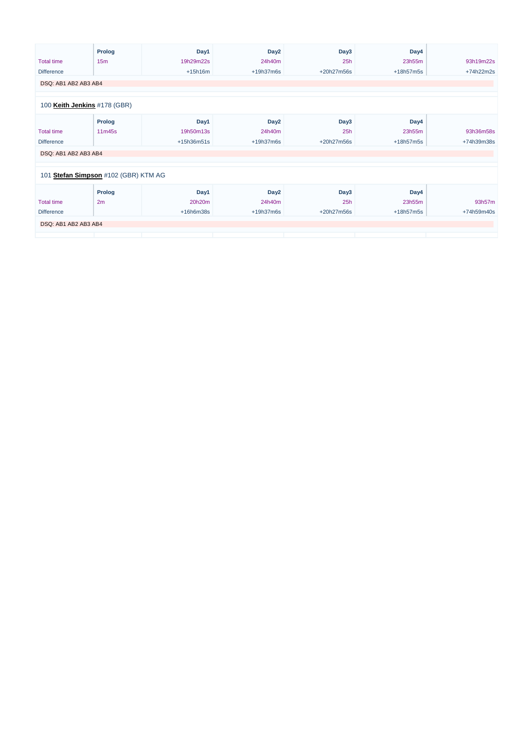| | Prolog | Day1 | Day2 | Day3 | Day4 | |
|---|---|---|---|---|---|---|
| Total time | 15m | 19h29m22s | 24h40m | 25h | 23h55m | 93h19m22s |
| Difference | | +15h16m | +19h37m6s | +20h27m56s | +18h57m5s | +74h22m2s |

DSQ: AB1 AB2 AB3 AB4

100 **Keith Jenkins** #178 (GBR)

| | Prolog | Day1 | Day2 | Day3 | Day4 | |
|---|---|---|---|---|---|---|
| Total time | 11m45s | 19h50m13s | 24h40m | 25h | 23h55m | 93h36m58s |
| Difference | | +15h36m51s | +19h37m6s | +20h27m56s | +18h57m5s | +74h39m38s |

DSQ: AB1 AB2 AB3 AB4

101 **Stefan Simpson** #102 (GBR) KTM AG

| | Prolog | Day1 | Day2 | Day3 | Day4 | |
|---|---|---|---|---|---|---|
| Total time | 2m | 20h20m | 24h40m | 25h | 23h55m | 93h57m |
| Difference | | +16h6m38s | +19h37m6s | +20h27m56s | +18h57m5s | +74h59m40s |

DSQ: AB1 AB2 AB3 AB4